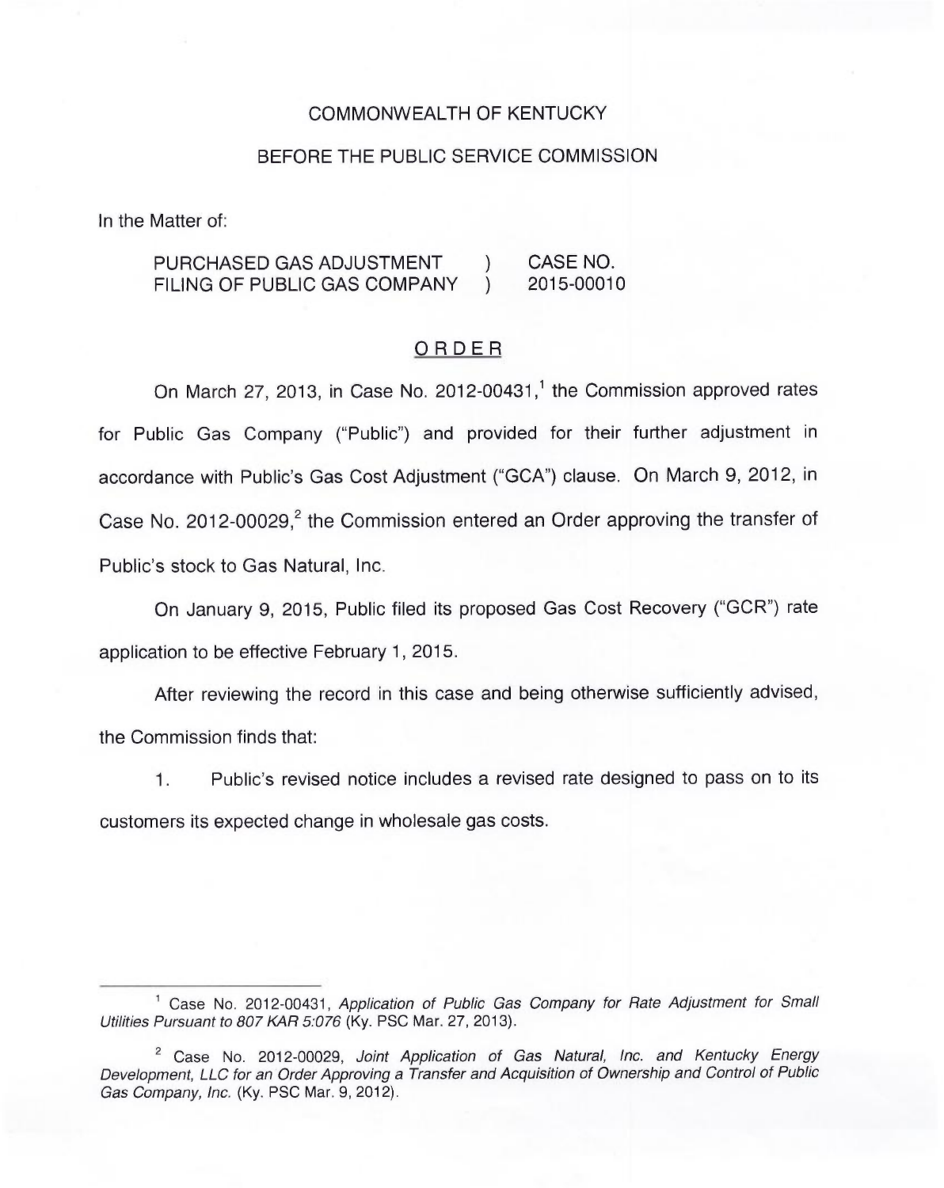COMMONWEALTH OF KENTUCKY

BEFORE THE PUBLIC SERVICE COMMISSION

In the Matter of:

| | | |
|---|---|---|
| PURCHASED GAS ADJUSTMENT FILING OF PUBLIC GAS COMPANY | ) ) | CASE NO. 2015-00010 |

ORDER

On March 27, 2013, in Case No. 2012-00431,[1] the Commission approved rates for Public Gas Company ("Public") and provided for their further adjustment in accordance with Public's Gas Cost Adjustment ("GCA") clause. On March 9, 2012, in Case No. 2012-00029,[2] the Commission entered an Order approving the transfer of Public's stock to Gas Natural, Inc.

On January 9, 2015, Public filed its proposed Gas Cost Recovery ("GCR") rate application to be effective February 1, 2015.

After reviewing the record in this case and being otherwise sufficiently advised, the Commission finds that:

1. Public's revised notice includes a revised rate designed to pass on to its customers its expected change in wholesale gas costs.

---

[1] Case No. 2012-00431, *Application of Public Gas Company for Rate Adjustment for Small Utilities Pursuant to 807 KAR 5:076* (Ky. PSC Mar. 27, 2013).

[2] Case No. 2012-00029, *Joint Application of Gas Natural, Inc. and Kentucky Energy Development, LLC for an Order Approving a Transfer and Acquisition of Ownership and Control of Public Gas Company, Inc.* (Ky. PSC Mar. 9, 2012).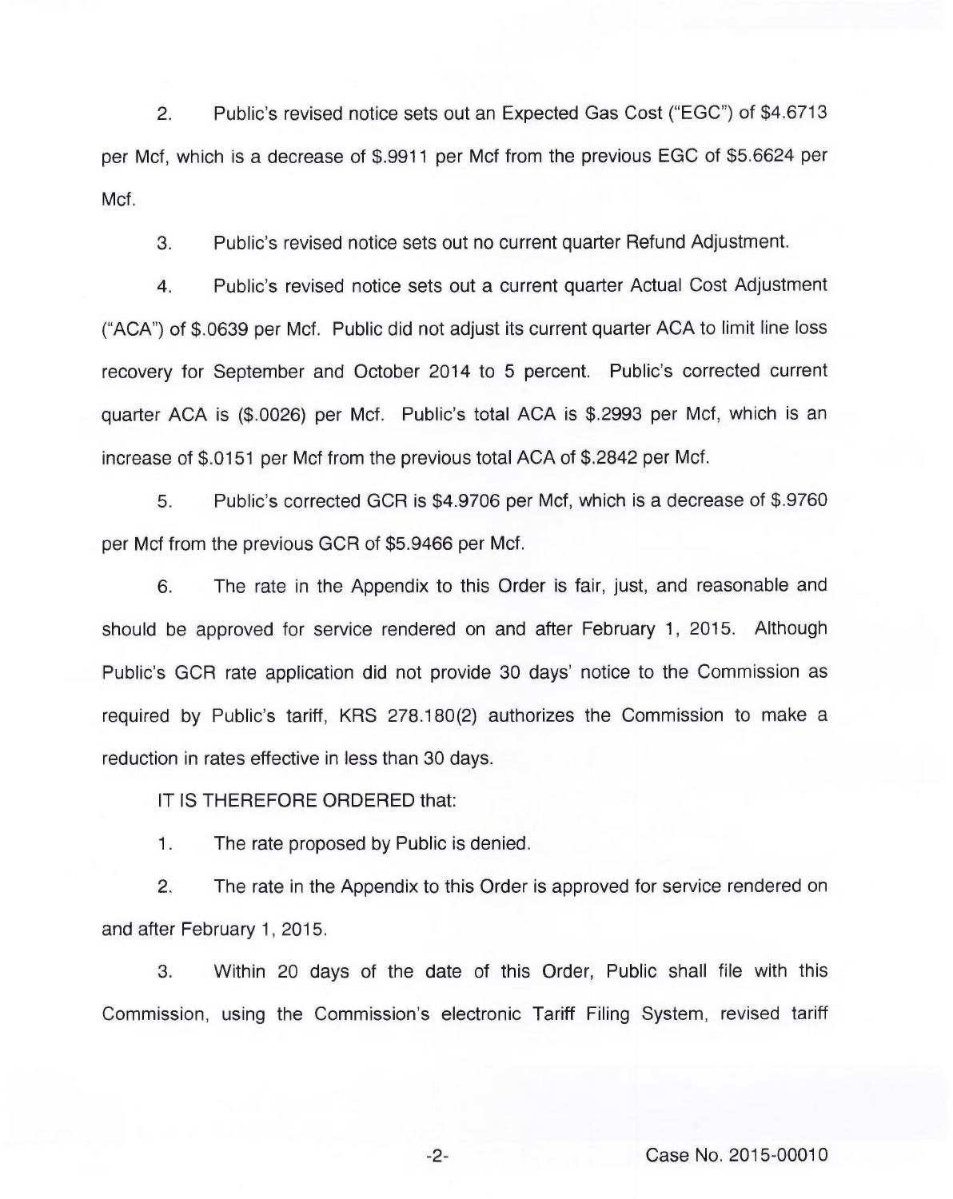2. Public's revised notice sets out an Expected Gas Cost ("EGC") of $4.6713 per Mcf, which is a decrease of $.9911 per Mcf from the previous EGC of $5.6624 per Mcf.

3. Public's revised notice sets out no current quarter Refund Adjustment.

4. Public's revised notice sets out a current quarter Actual Cost Adjustment ("ACA") of $.0639 per Mcf. Public did not adjust its current quarter ACA to limit line loss recovery for September and October 2014 to 5 percent. Public's corrected current quarter ACA is ($.0026) per Mcf. Public's total ACA is $.2993 per Mcf, which is an increase of $.0151 per Mcf from the previous total ACA of $.2842 per Mcf.

5. Public's corrected GCR is $4.9706 per Mcf, which is a decrease of $.9760 per Mcf from the previous GCR of $5.9466 per Mcf.

6. The rate in the Appendix to this Order is fair, just, and reasonable and should be approved for service rendered on and after February 1, 2015. Although Public's GCR rate application did not provide 30 days' notice to the Commission as required by Public's tariff, KRS 278.180(2) authorizes the Commission to make a reduction in rates effective in less than 30 days.

IT IS THEREFORE ORDERED that:

1. The rate proposed by Public is denied.

2. The rate in the Appendix to this Order is approved for service rendered on and after February 1, 2015.

3. Within 20 days of the date of this Order, Public shall file with this Commission, using the Commission's electronic Tariff Filing System, revised tariff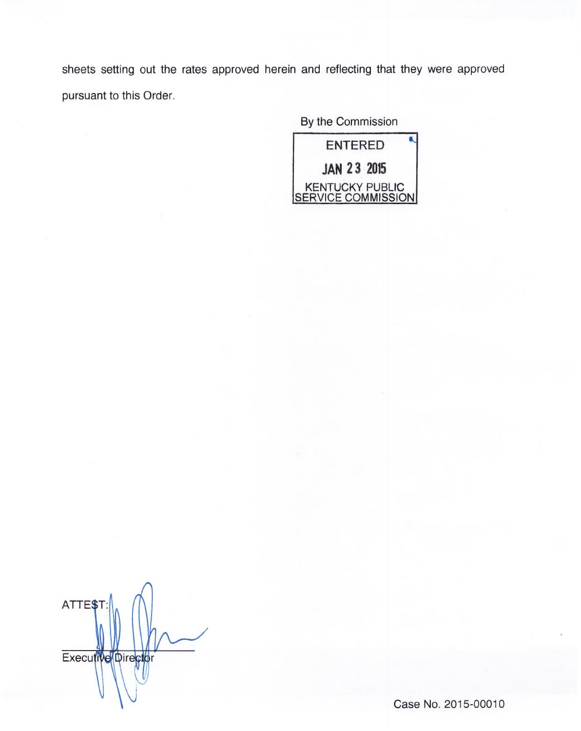sheets setting out the rates approved herein and reflecting that they were approved pursuant to this Order.

By the Commission

ENTERED

JAN 23 2015

KENTUCKY PUBLIC SERVICE COMMISSION

ATTEST:

Executive Director

Case No. 2015-00010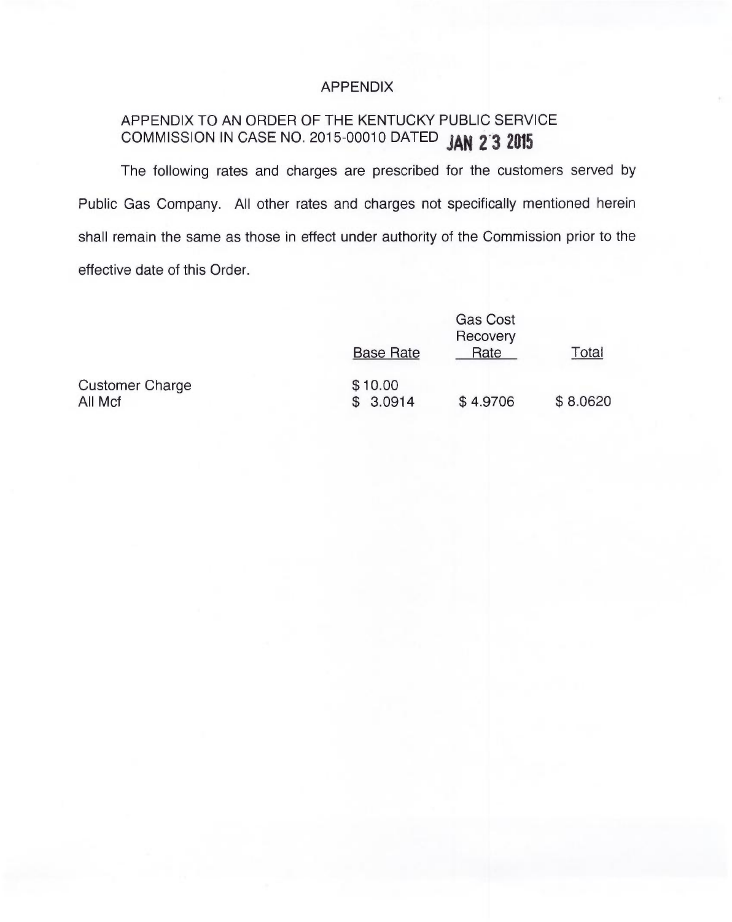# APPENDIX

APPENDIX TO AN ORDER OF THE KENTUCKY PUBLIC SERVICE COMMISSION IN CASE NO. 2015-00010 DATED **JAN 23 2015**

The following rates and charges are prescribed for the customers served by Public Gas Company. All other rates and charges not specifically mentioned herein shall remain the same as those in effect under authority of the Commission prior to the effective date of this Order.

| | Base Rate | Gas Cost Recovery Rate | Total |
|---|---|---|---|
| Customer Charge | $ 10.00 | | |
| All Mcf | $ 3.0914 | $ 4.9706 | $ 8.0620 |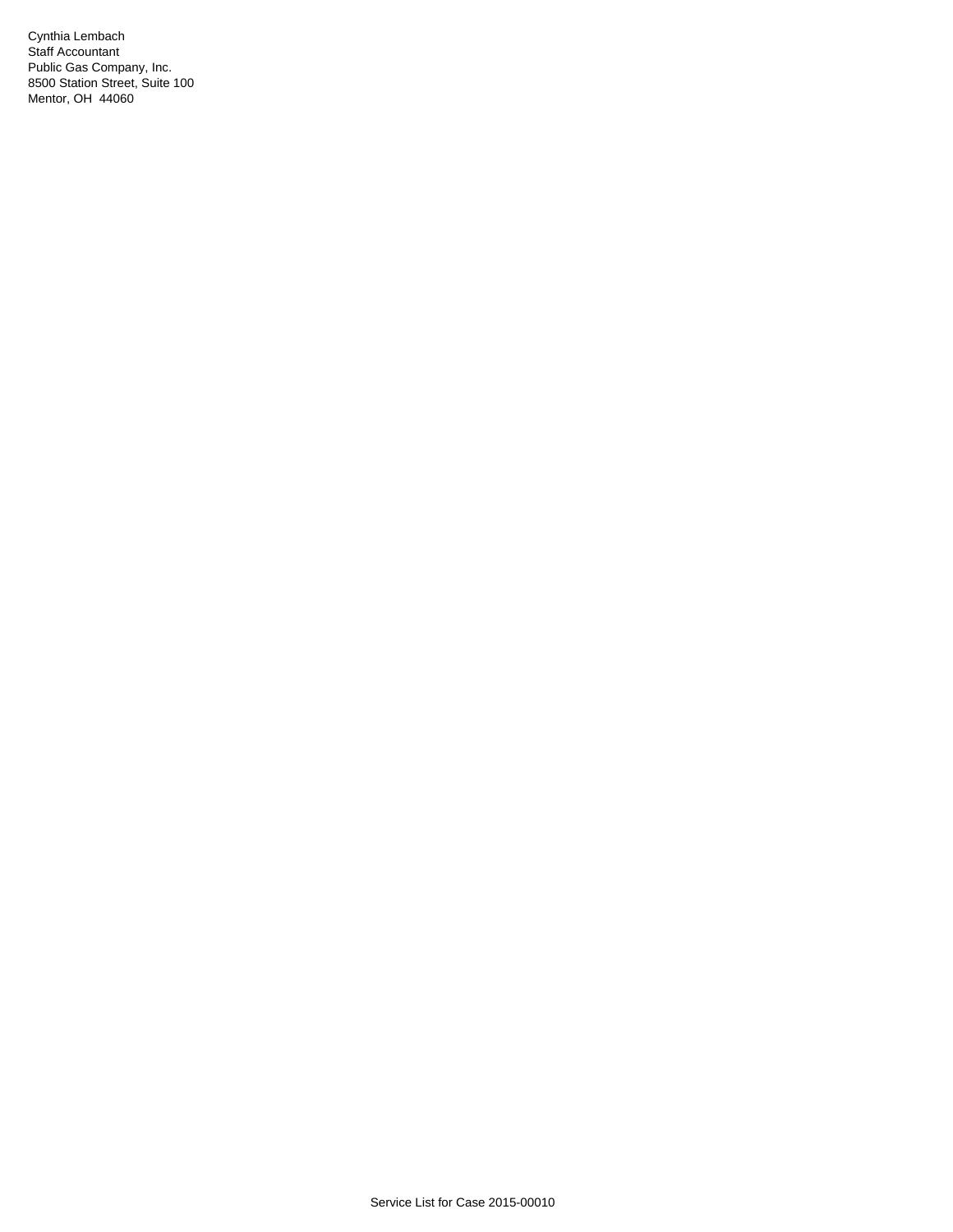Cynthia Lembach
Staff Accountant
Public Gas Company, Inc.
8500 Station Street, Suite 100
Mentor, OH  44060